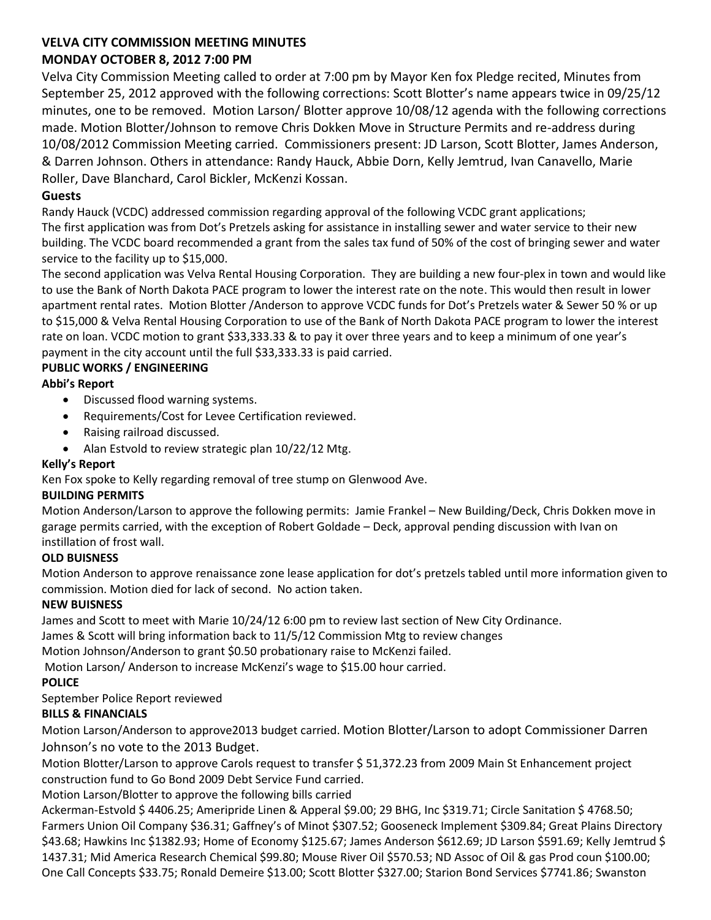# VELVA CITY COMMISSION MEETING MINUTES
## MONDAY OCTOBER 8, 2012 7:00 PM

Velva City Commission Meeting called to order at 7:00 pm by Mayor Ken fox Pledge recited, Minutes from September 25, 2012 approved with the following corrections: Scott Blotter's name appears twice in 09/25/12 minutes, one to be removed. Motion Larson/ Blotter approve 10/08/12 agenda with the following corrections made. Motion Blotter/Johnson to remove Chris Dokken Move in Structure Permits and re-address during 10/08/2012 Commission Meeting carried. Commissioners present: JD Larson, Scott Blotter, James Anderson, & Darren Johnson. Others in attendance: Randy Hauck, Abbie Dorn, Kelly Jemtrud, Ivan Canavello, Marie Roller, Dave Blanchard, Carol Bickler, McKenzi Kossan.

### Guests

Randy Hauck (VCDC) addressed commission regarding approval of the following VCDC grant applications;

The first application was from Dot's Pretzels asking for assistance in installing sewer and water service to their new building. The VCDC board recommended a grant from the sales tax fund of 50% of the cost of bringing sewer and water service to the facility up to $15,000.

The second application was Velva Rental Housing Corporation. They are building a new four-plex in town and would like to use the Bank of North Dakota PACE program to lower the interest rate on the note. This would then result in lower apartment rental rates. Motion Blotter /Anderson to approve VCDC funds for Dot's Pretzels water & Sewer 50 % or up to $15,000 & Velva Rental Housing Corporation to use of the Bank of North Dakota PACE program to lower the interest rate on loan. VCDC motion to grant $33,333.33 & to pay it over three years and to keep a minimum of one year's payment in the city account until the full $33,333.33 is paid carried.

### PUBLIC WORKS / ENGINEERING

#### Abbi's Report

- Discussed flood warning systems.
- Requirements/Cost for Levee Certification reviewed.
- Raising railroad discussed.
- Alan Estvold to review strategic plan 10/22/12 Mtg.

#### Kelly's Report

Ken Fox spoke to Kelly regarding removal of tree stump on Glenwood Ave.

### BUILDING PERMITS

Motion Anderson/Larson to approve the following permits: Jamie Frankel – New Building/Deck, Chris Dokken move in garage permits carried, with the exception of Robert Goldade – Deck, approval pending discussion with Ivan on instillation of frost wall.

### OLD BUISNESS

Motion Anderson to approve renaissance zone lease application for dot's pretzels tabled until more information given to commission. Motion died for lack of second. No action taken.

### NEW BUISNESS

James and Scott to meet with Marie 10/24/12 6:00 pm to review last section of New City Ordinance.

James & Scott will bring information back to 11/5/12 Commission Mtg to review changes

Motion Johnson/Anderson to grant $0.50 probationary raise to McKenzi failed.

Motion Larson/ Anderson to increase McKenzi's wage to $15.00 hour carried.

### POLICE

September Police Report reviewed

### BILLS & FINANCIALS

Motion Larson/Anderson to approve2013 budget carried. Motion Blotter/Larson to adopt Commissioner Darren Johnson's no vote to the 2013 Budget.

Motion Blotter/Larson to approve Carols request to transfer $ 51,372.23 from 2009 Main St Enhancement project construction fund to Go Bond 2009 Debt Service Fund carried.

Motion Larson/Blotter to approve the following bills carried

Ackerman-Estvold $ 4406.25; Ameripride Linen & Apperal $9.00; 29 BHG, Inc $319.71; Circle Sanitation $ 4768.50; Farmers Union Oil Company $36.31; Gaffney's of Minot $307.52; Gooseneck Implement $309.84; Great Plains Directory $43.68; Hawkins Inc $1382.93; Home of Economy $125.67; James Anderson $612.69; JD Larson $591.69; Kelly Jemtrud $ 1437.31; Mid America Research Chemical $99.80; Mouse River Oil $570.53; ND Assoc of Oil & gas Prod coun $100.00; One Call Concepts $33.75; Ronald Demeire $13.00; Scott Blotter $327.00; Starion Bond Services $7741.86; Swanston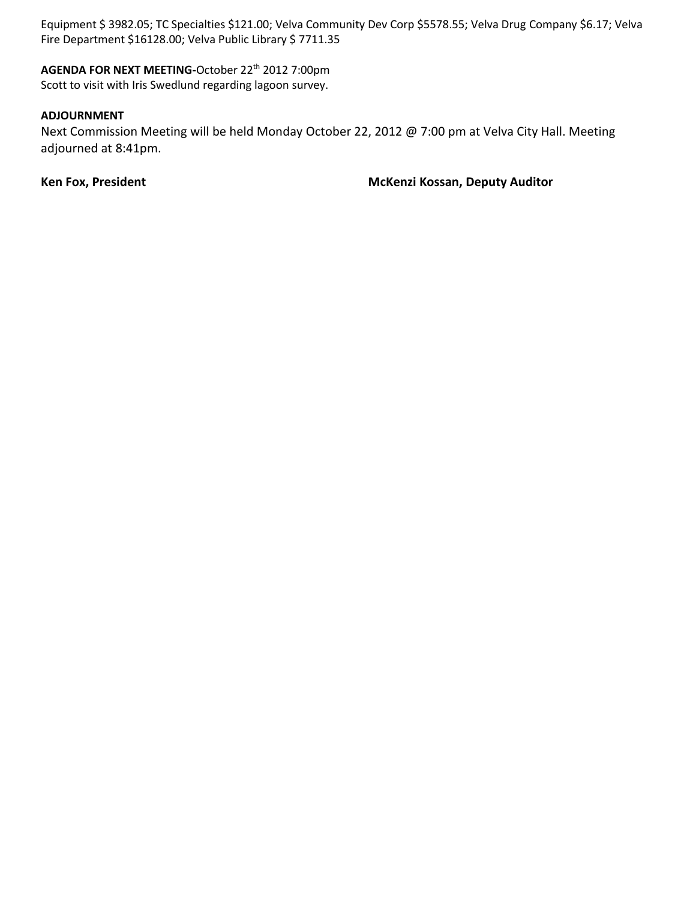Equipment $ 3982.05; TC Specialties $121.00; Velva Community Dev Corp $5578.55; Velva Drug Company $6.17; Velva Fire Department $16128.00; Velva Public Library $ 7711.35

**AGENDA FOR NEXT MEETING-**October 22nd 2012 7:00pm
Scott to visit with Iris Swedlund regarding lagoon survey.

**ADJOURNMENT**

Next Commission Meeting will be held Monday October 22, 2012 @ 7:00 pm at Velva City Hall. Meeting adjourned at 8:41pm.

**Ken Fox, President** **McKenzi Kossan, Deputy Auditor**